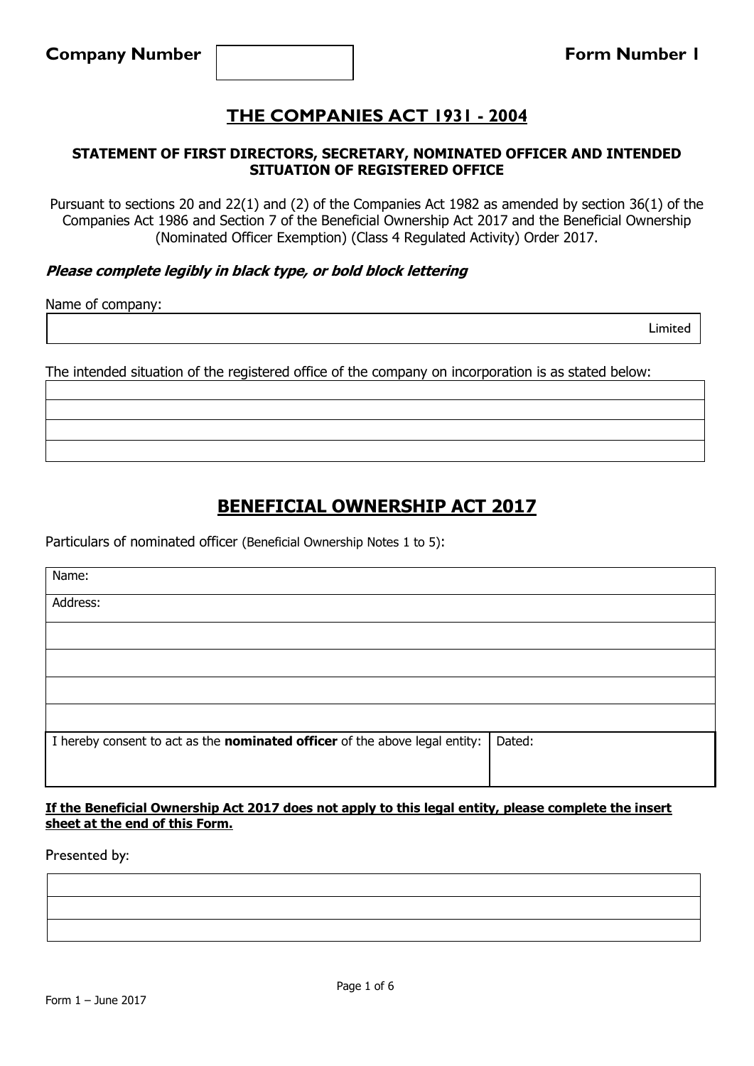**Company Number** | | **Form Number 1**

# THE COMPANIES ACT 1931 - 2004

### STATEMENT OF FIRST DIRECTORS, SECRETARY, NOMINATED OFFICER AND INTENDED SITUATION OF REGISTERED OFFICE

Pursuant to sections 20 and 22(1) and (2) of the Companies Act 1982 as amended by section 36(1) of the Companies Act 1986 and Section 7 of the Beneficial Ownership Act 2017 and the Beneficial Ownership (Nominated Officer Exemption) (Class 4 Regulated Activity) Order 2017.

***Please complete legibly in black type, or bold block lettering***

Name of company:

| | Limited |
|---|---|

The intended situation of the registered office of the company on incorporation is as stated below:

| |
|---|
| |
| |
| |
| |

# BENEFICIAL OWNERSHIP ACT 2017

Particulars of nominated officer (Beneficial Ownership Notes 1 to 5):

| Name: | |
|---|---|
| Address: | |
| | |
| | |
| | |
| | |
| I hereby consent to act as the **nominated officer** of the above legal entity: | Dated: |

**If the Beneficial Ownership Act 2017 does not apply to this legal entity, please complete the insert sheet at the end of this Form.**

Presented by:

| |
|---|
| |
| |
| |

Form 1 – June 2017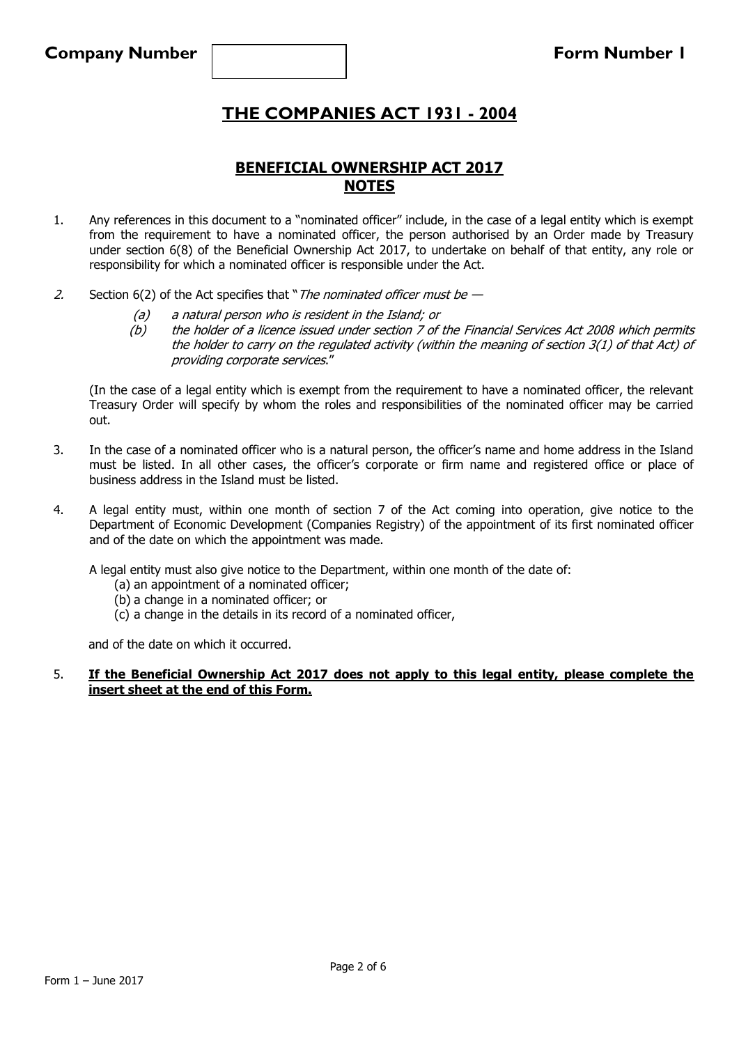**Company Number** | | **Form Number 1**

# THE COMPANIES ACT 1931 - 2004

## BENEFICIAL OWNERSHIP ACT 2017
## NOTES

1. Any references in this document to a "nominated officer" include, in the case of a legal entity which is exempt from the requirement to have a nominated officer, the person authorised by an Order made by Treasury under section 6(8) of the Beneficial Ownership Act 2017, to undertake on behalf of that entity, any role or responsibility for which a nominated officer is responsible under the Act.

2. Section 6(2) of the Act specifies that "*The nominated officer must be —*

   *(a) a natural person who is resident in the Island; or*

   *(b) the holder of a licence issued under section 7 of the Financial Services Act 2008 which permits the holder to carry on the regulated activity (within the meaning of section 3(1) of that Act) of providing corporate services.*"

   (In the case of a legal entity which is exempt from the requirement to have a nominated officer, the relevant Treasury Order will specify by whom the roles and responsibilities of the nominated officer may be carried out.

3. In the case of a nominated officer who is a natural person, the officer's name and home address in the Island must be listed. In all other cases, the officer's corporate or firm name and registered office or place of business address in the Island must be listed.

4. A legal entity must, within one month of section 7 of the Act coming into operation, give notice to the Department of Economic Development (Companies Registry) of the appointment of its first nominated officer and of the date on which the appointment was made.

   A legal entity must also give notice to the Department, within one month of the date of:

   (a) an appointment of a nominated officer;
   (b) a change in a nominated officer; or
   (c) a change in the details in its record of a nominated officer,

   and of the date on which it occurred.

5. **<u>If the Beneficial Ownership Act 2017 does not apply to this legal entity, please complete the insert sheet at the end of this Form.</u>**

Form 1 – June 2017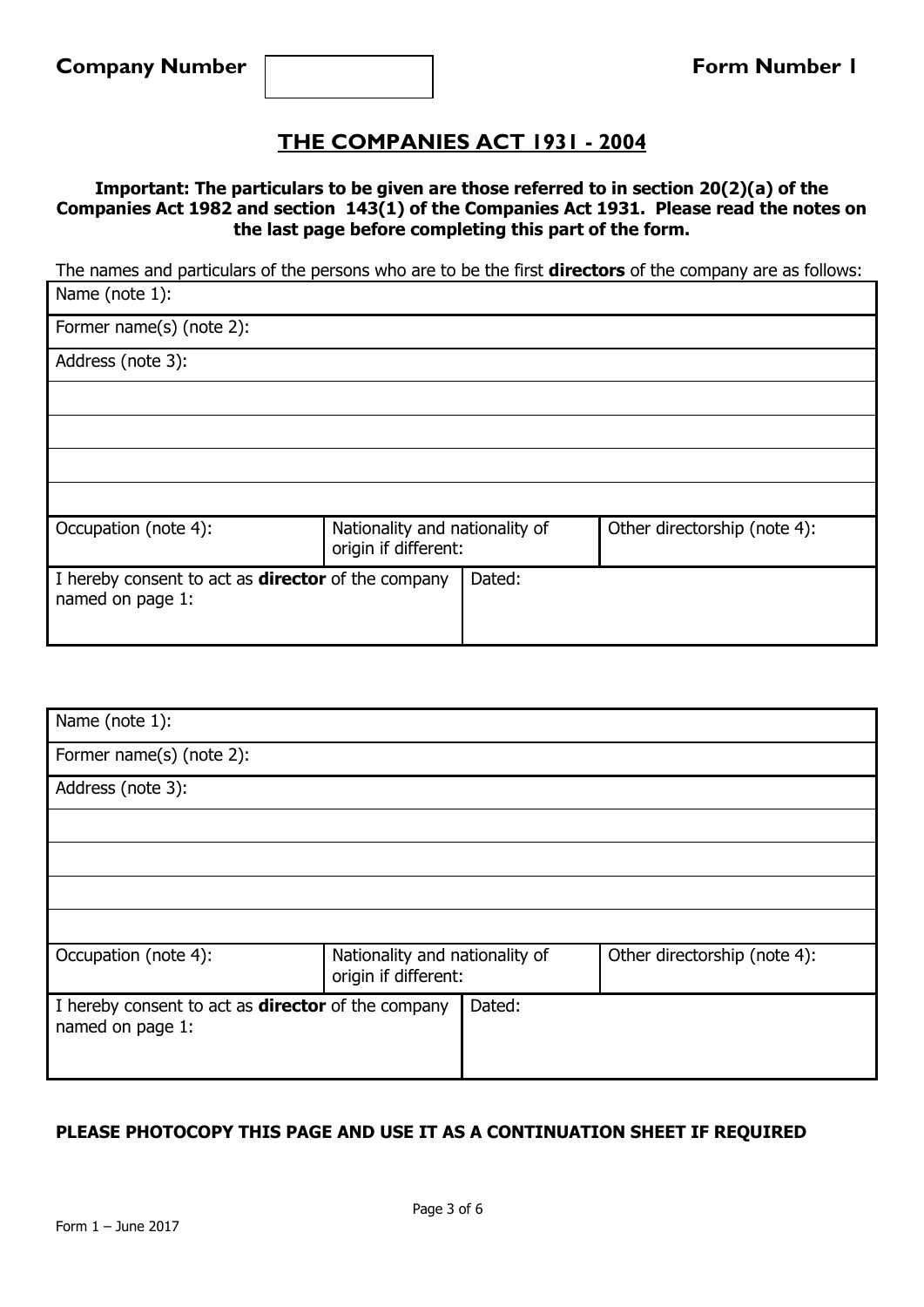**Company Number** | | **Form Number 1**

# THE COMPANIES ACT 1931 - 2004

**Important: The particulars to be given are those referred to in section 20(2)(a) of the Companies Act 1982 and section 143(1) of the Companies Act 1931. Please read the notes on the last page before completing this part of the form.**

The names and particulars of the persons who are to be the first **directors** of the company are as follows:

| Name (note 1): | | | |
|---|---|---|---|
| Former name(s) (note 2): | | | |
| Address (note 3): | | | |
| | | | |
| | | | |
| | | | |
| | | | |
| Occupation (note 4): | Nationality and nationality of origin if different: | | Other directorship (note 4): |
| I hereby consent to act as **director** of the company named on page 1: | | Dated: | |

| Name (note 1): | | | |
|---|---|---|---|
| Former name(s) (note 2): | | | |
| Address (note 3): | | | |
| | | | |
| | | | |
| | | | |
| | | | |
| Occupation (note 4): | Nationality and nationality of origin if different: | | Other directorship (note 4): |
| I hereby consent to act as **director** of the company named on page 1: | | Dated: | |

**PLEASE PHOTOCOPY THIS PAGE AND USE IT AS A CONTINUATION SHEET IF REQUIRED**

Form 1 – June 2017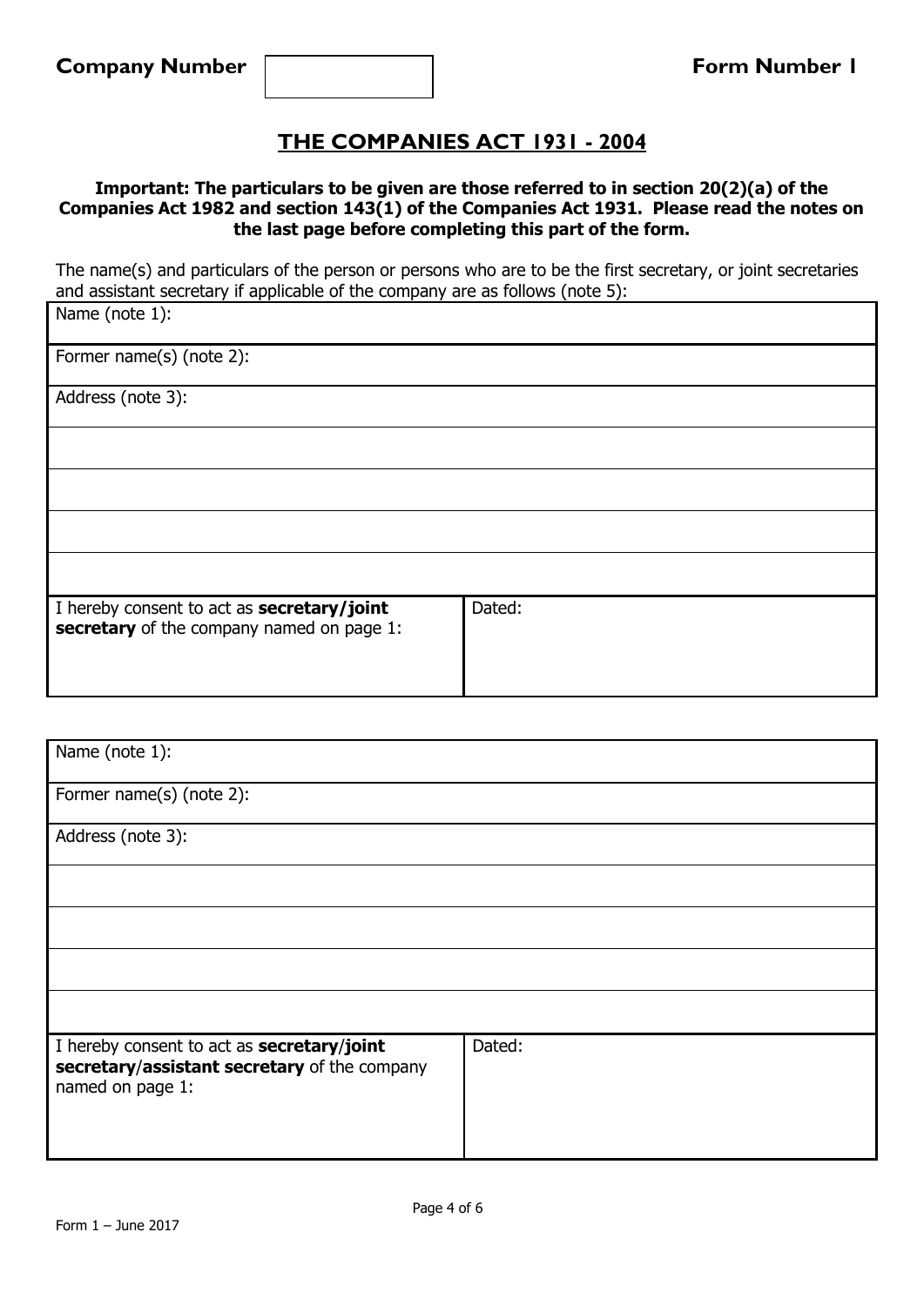**Company Number** | | **Form Number 1**

## THE COMPANIES ACT 1931 - 2004

**Important: The particulars to be given are those referred to in section 20(2)(a) of the Companies Act 1982 and section 143(1) of the Companies Act 1931. Please read the notes on the last page before completing this part of the form.**

The name(s) and particulars of the person or persons who are to be the first secretary, or joint secretaries and assistant secretary if applicable of the company are as follows (note 5):

| Name (note 1): | |
|---|---|
| Former name(s) (note 2): | |
| Address (note 3): | |
| | |
| | |
| | |
| | |
| I hereby consent to act as **secretary/joint secretary** of the company named on page 1: | Dated: |

| Name (note 1): | |
|---|---|
| Former name(s) (note 2): | |
| Address (note 3): | |
| | |
| | |
| | |
| | |
| I hereby consent to act as **secretary/joint secretary/assistant secretary** of the company named on page 1: | Dated: |

Form 1 – June 2017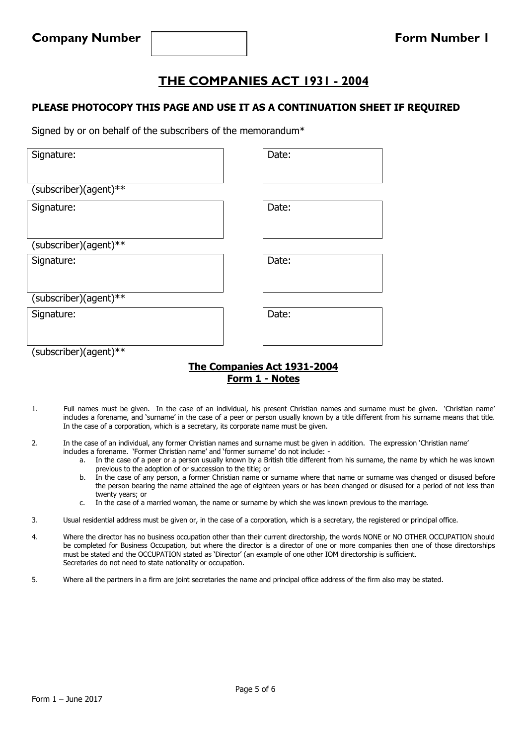**Company Number** | | **Form Number 1**

# THE COMPANIES ACT 1931 - 2004

**PLEASE PHOTOCOPY THIS PAGE AND USE IT AS A CONTINUATION SHEET IF REQUIRED**

Signed by or on behalf of the subscribers of the memorandum*

| Signature: | Date: |
| --- | --- |
| (subscriber)(agent)** | |
| Signature: | Date: |
| (subscriber)(agent)** | |
| Signature: | Date: |
| (subscriber)(agent)** | |
| Signature: | Date: |
| (subscriber)(agent)** | |

## The Companies Act 1931-2004
## Form 1 - Notes

1. Full names must be given. In the case of an individual, his present Christian names and surname must be given. 'Christian name' includes a forename, and 'surname' in the case of a peer or person usually known by a title different from his surname means that title. In the case of a corporation, which is a secretary, its corporate name must be given.

2. In the case of an individual, any former Christian names and surname must be given in addition. The expression 'Christian name' includes a forename. 'Former Christian name' and 'former surname' do not include: -
   a. In the case of a peer or a person usually known by a British title different from his surname, the name by which he was known previous to the adoption of or succession to the title; or
   b. In the case of any person, a former Christian name or surname where that name or surname was changed or disused before the person bearing the name attained the age of eighteen years or has been changed or disused for a period of not less than twenty years; or
   c. In the case of a married woman, the name or surname by which she was known previous to the marriage.

3. Usual residential address must be given or, in the case of a corporation, which is a secretary, the registered or principal office.

4. Where the director has no business occupation other than their current directorship, the words NONE or NO OTHER OCCUPATION should be completed for Business Occupation, but where the director is a director of one or more companies then one of those directorships must be stated and the OCCUPATION stated as 'Director' (an example of one other IOM directorship is sufficient.
   Secretaries do not need to state nationality or occupation.

5. Where all the partners in a firm are joint secretaries the name and principal office address of the firm also may be stated.

Form 1 – June 2017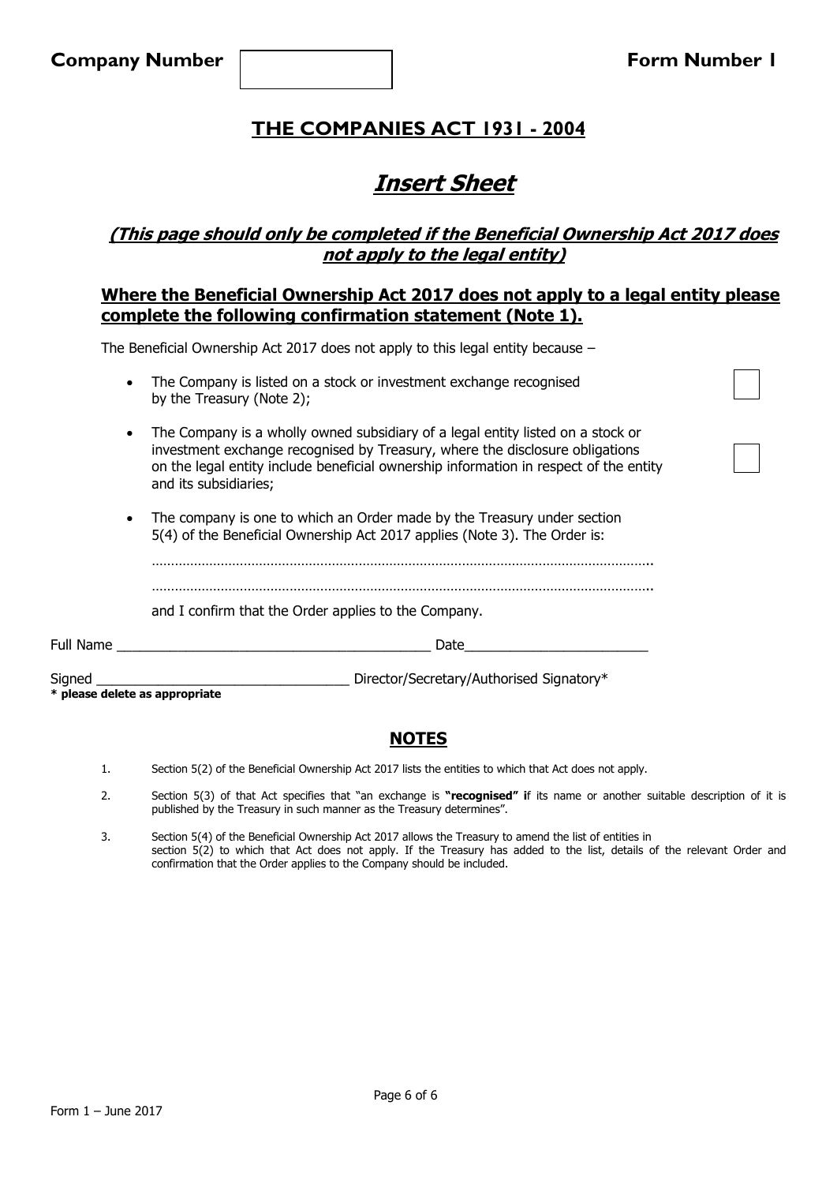**Company Number** **Form Number 1**

# THE COMPANIES ACT 1931 - 2004

## *Insert Sheet*

### *(This page should only be completed if the Beneficial Ownership Act 2017 does not apply to the legal entity)*

### Where the Beneficial Ownership Act 2017 does not apply to a legal entity please complete the following confirmation statement (Note 1).

The Beneficial Ownership Act 2017 does not apply to this legal entity because –

- The Company is listed on a stock or investment exchange recognised by the Treasury (Note 2); ☐
- The Company is a wholly owned subsidiary of a legal entity listed on a stock or investment exchange recognised by Treasury, where the disclosure obligations on the legal entity include beneficial ownership information in respect of the entity and its subsidiaries; ☐
- The company is one to which an Order made by the Treasury under section 5(4) of the Beneficial Ownership Act 2017 applies (Note 3). The Order is:

  ……………………………………………………………………………………………………………………..

  ……………………………………………………………………………………………………………………..

  and I confirm that the Order applies to the Company.

Full Name ________________________________________ Date________________________

Signed _________________________________ Director/Secretary/Authorised Signatory*

**\* please delete as appropriate**

## NOTES

1. Section 5(2) of the Beneficial Ownership Act 2017 lists the entities to which that Act does not apply.
2. Section 5(3) of that Act specifies that "an exchange is **"recognised" i**f its name or another suitable description of it is published by the Treasury in such manner as the Treasury determines".
3. Section 5(4) of the Beneficial Ownership Act 2017 allows the Treasury to amend the list of entities in section 5(2) to which that Act does not apply. If the Treasury has added to the list, details of the relevant Order and confirmation that the Order applies to the Company should be included.

Form 1 – June 2017